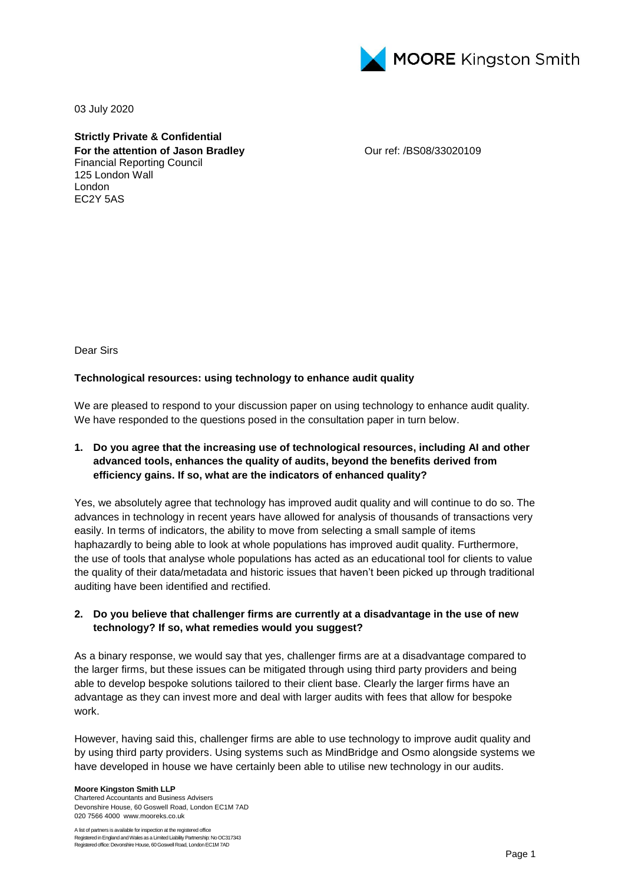03 July 2020

**Strictly Private & Confidential**
**For the attention of Jason Bradley**
Financial Reporting Council
125 London Wall
London
EC2Y 5AS

Our ref: /BS08/33020109

Dear Sirs

**Technological resources: using technology to enhance audit quality**

We are pleased to respond to your discussion paper on using technology to enhance audit quality. We have responded to the questions posed in the consultation paper in turn below.

1. **Do you agree that the increasing use of technological resources, including AI and other advanced tools, enhances the quality of audits, beyond the benefits derived from efficiency gains. If so, what are the indicators of enhanced quality?**

Yes, we absolutely agree that technology has improved audit quality and will continue to do so. The advances in technology in recent years have allowed for analysis of thousands of transactions very easily. In terms of indicators, the ability to move from selecting a small sample of items haphazardly to being able to look at whole populations has improved audit quality. Furthermore, the use of tools that analyse whole populations has acted as an educational tool for clients to value the quality of their data/metadata and historic issues that haven't been picked up through traditional auditing have been identified and rectified.

2. **Do you believe that challenger firms are currently at a disadvantage in the use of new technology? If so, what remedies would you suggest?**

As a binary response, we would say that yes, challenger firms are at a disadvantage compared to the larger firms, but these issues can be mitigated through using third party providers and being able to develop bespoke solutions tailored to their client base. Clearly the larger firms have an advantage as they can invest more and deal with larger audits with fees that allow for bespoke work.

However, having said this, challenger firms are able to use technology to improve audit quality and by using third party providers. Using systems such as MindBridge and Osmo alongside systems we have developed in house we have certainly been able to utilise new technology in our audits.

**Moore Kingston Smith LLP**
Chartered Accountants and Business Advisers
Devonshire House, 60 Goswell Road, London EC1M 7AD
020 7566 4000 www.mooreks.co.uk

A list of partners is available for inspection at the registered office
Registered in England and Wales as a Limited Liability Partnership: No OC317343
Registered office: Devonshire House, 60 Goswell Road, London EC1M 7AD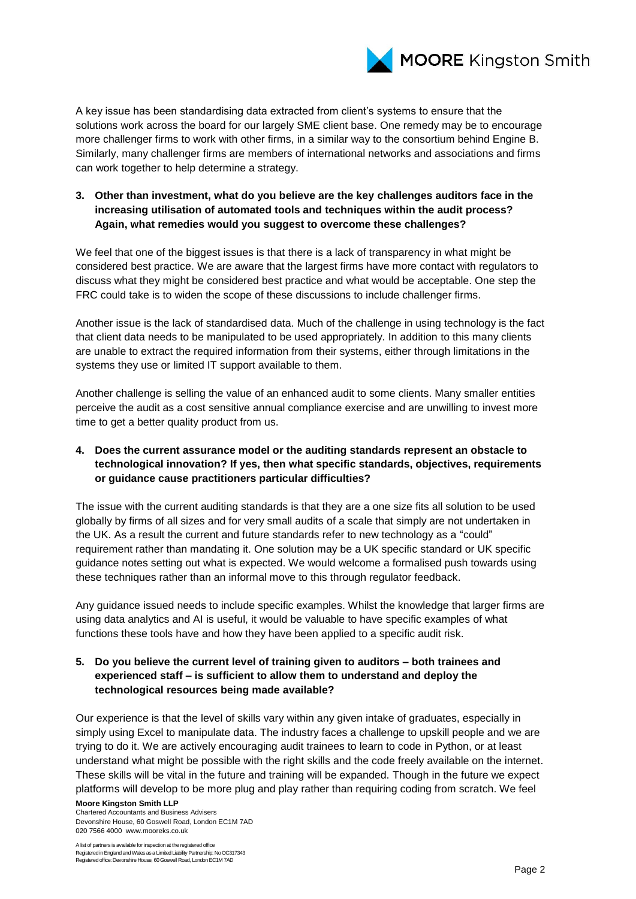A key issue has been standardising data extracted from client's systems to ensure that the solutions work across the board for our largely SME client base. One remedy may be to encourage more challenger firms to work with other firms, in a similar way to the consortium behind Engine B. Similarly, many challenger firms are members of international networks and associations and firms can work together to help determine a strategy.

**3. Other than investment, what do you believe are the key challenges auditors face in the increasing utilisation of automated tools and techniques within the audit process? Again, what remedies would you suggest to overcome these challenges?**

We feel that one of the biggest issues is that there is a lack of transparency in what might be considered best practice. We are aware that the largest firms have more contact with regulators to discuss what they might be considered best practice and what would be acceptable. One step the FRC could take is to widen the scope of these discussions to include challenger firms.

Another issue is the lack of standardised data. Much of the challenge in using technology is the fact that client data needs to be manipulated to be used appropriately. In addition to this many clients are unable to extract the required information from their systems, either through limitations in the systems they use or limited IT support available to them.

Another challenge is selling the value of an enhanced audit to some clients. Many smaller entities perceive the audit as a cost sensitive annual compliance exercise and are unwilling to invest more time to get a better quality product from us.

**4. Does the current assurance model or the auditing standards represent an obstacle to technological innovation? If yes, then what specific standards, objectives, requirements or guidance cause practitioners particular difficulties?**

The issue with the current auditing standards is that they are a one size fits all solution to be used globally by firms of all sizes and for very small audits of a scale that simply are not undertaken in the UK. As a result the current and future standards refer to new technology as a "could" requirement rather than mandating it. One solution may be a UK specific standard or UK specific guidance notes setting out what is expected. We would welcome a formalised push towards using these techniques rather than an informal move to this through regulator feedback.

Any guidance issued needs to include specific examples. Whilst the knowledge that larger firms are using data analytics and AI is useful, it would be valuable to have specific examples of what functions these tools have and how they have been applied to a specific audit risk.

**5. Do you believe the current level of training given to auditors – both trainees and experienced staff – is sufficient to allow them to understand and deploy the technological resources being made available?**

Our experience is that the level of skills vary within any given intake of graduates, especially in simply using Excel to manipulate data. The industry faces a challenge to upskill people and we are trying to do it. We are actively encouraging audit trainees to learn to code in Python, or at least understand what might be possible with the right skills and the code freely available on the internet. These skills will be vital in the future and training will be expanded. Though in the future we expect platforms will develop to be more plug and play rather than requiring coding from scratch. We feel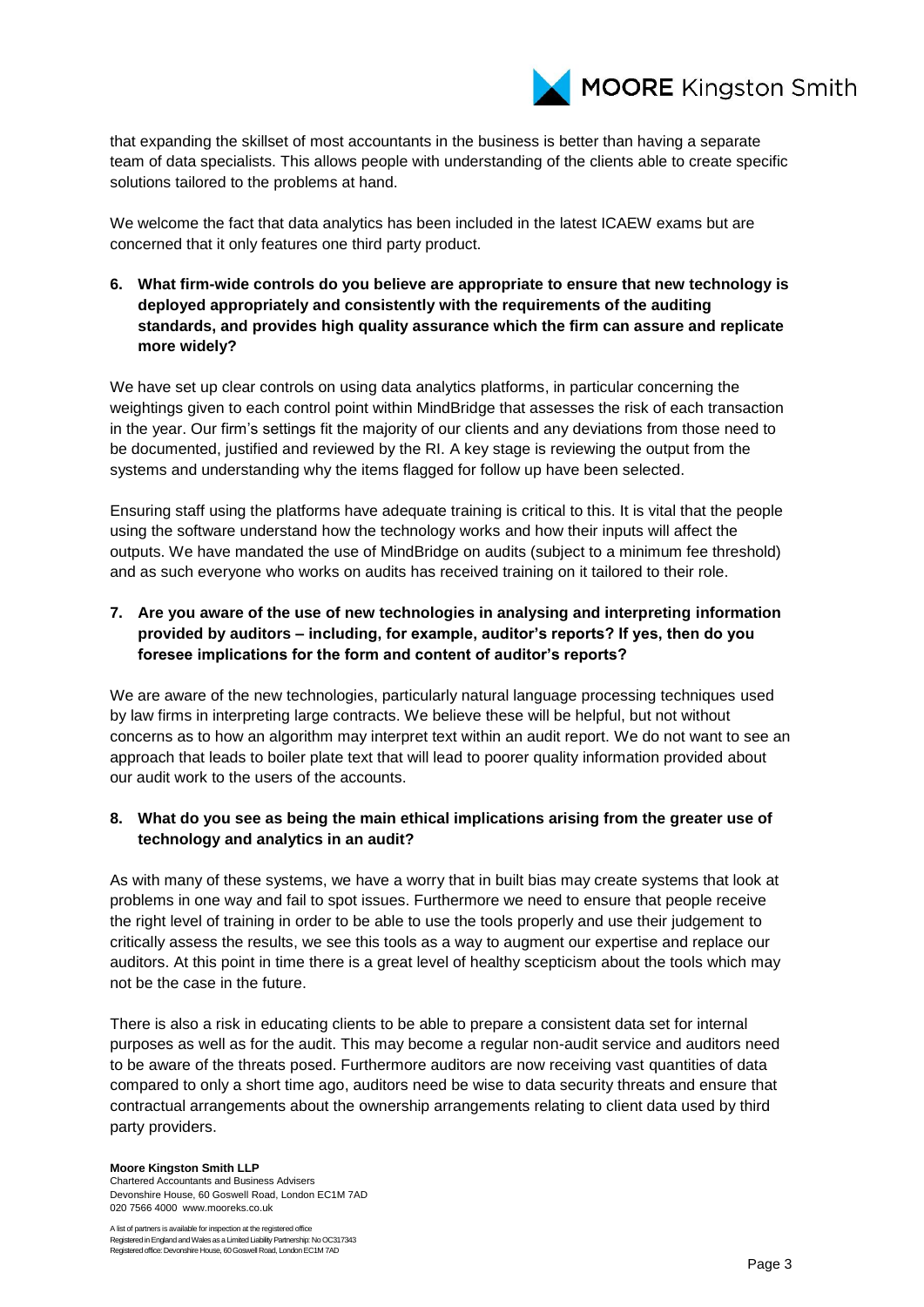that expanding the skillset of most accountants in the business is better than having a separate team of data specialists. This allows people with understanding of the clients able to create specific solutions tailored to the problems at hand.

We welcome the fact that data analytics has been included in the latest ICAEW exams but are concerned that it only features one third party product.

**6. What firm-wide controls do you believe are appropriate to ensure that new technology is deployed appropriately and consistently with the requirements of the auditing standards, and provides high quality assurance which the firm can assure and replicate more widely?**

We have set up clear controls on using data analytics platforms, in particular concerning the weightings given to each control point within MindBridge that assesses the risk of each transaction in the year. Our firm's settings fit the majority of our clients and any deviations from those need to be documented, justified and reviewed by the RI. A key stage is reviewing the output from the systems and understanding why the items flagged for follow up have been selected.

Ensuring staff using the platforms have adequate training is critical to this. It is vital that the people using the software understand how the technology works and how their inputs will affect the outputs. We have mandated the use of MindBridge on audits (subject to a minimum fee threshold) and as such everyone who works on audits has received training on it tailored to their role.

**7. Are you aware of the use of new technologies in analysing and interpreting information provided by auditors – including, for example, auditor's reports? If yes, then do you foresee implications for the form and content of auditor's reports?**

We are aware of the new technologies, particularly natural language processing techniques used by law firms in interpreting large contracts. We believe these will be helpful, but not without concerns as to how an algorithm may interpret text within an audit report. We do not want to see an approach that leads to boiler plate text that will lead to poorer quality information provided about our audit work to the users of the accounts.

**8. What do you see as being the main ethical implications arising from the greater use of technology and analytics in an audit?**

As with many of these systems, we have a worry that in built bias may create systems that look at problems in one way and fail to spot issues. Furthermore we need to ensure that people receive the right level of training in order to be able to use the tools properly and use their judgement to critically assess the results, we see this tools as a way to augment our expertise and replace our auditors. At this point in time there is a great level of healthy scepticism about the tools which may not be the case in the future.

There is also a risk in educating clients to be able to prepare a consistent data set for internal purposes as well as for the audit. This may become a regular non-audit service and auditors need to be aware of the threats posed. Furthermore auditors are now receiving vast quantities of data compared to only a short time ago, auditors need be wise to data security threats and ensure that contractual arrangements about the ownership arrangements relating to client data used by third party providers.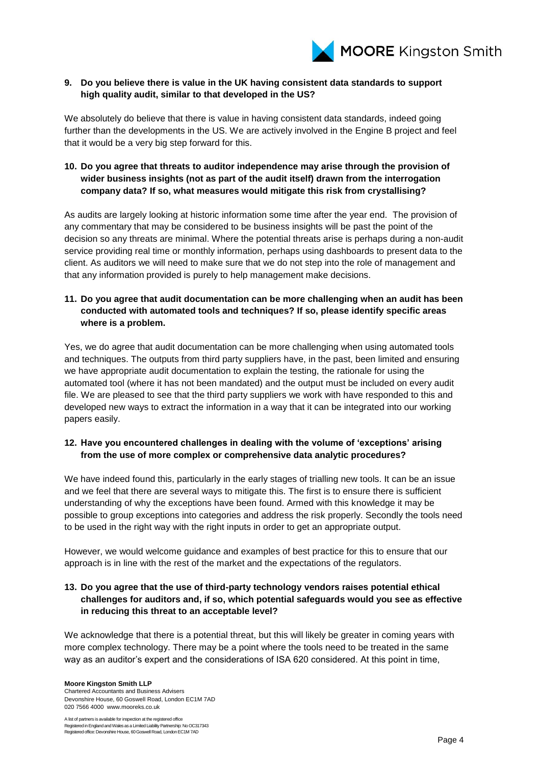**9. Do you believe there is value in the UK having consistent data standards to support high quality audit, similar to that developed in the US?**

We absolutely do believe that there is value in having consistent data standards, indeed going further than the developments in the US. We are actively involved in the Engine B project and feel that it would be a very big step forward for this.

**10. Do you agree that threats to auditor independence may arise through the provision of wider business insights (not as part of the audit itself) drawn from the interrogation company data? If so, what measures would mitigate this risk from crystallising?**

As audits are largely looking at historic information some time after the year end. The provision of any commentary that may be considered to be business insights will be past the point of the decision so any threats are minimal. Where the potential threats arise is perhaps during a non-audit service providing real time or monthly information, perhaps using dashboards to present data to the client. As auditors we will need to make sure that we do not step into the role of management and that any information provided is purely to help management make decisions.

**11. Do you agree that audit documentation can be more challenging when an audit has been conducted with automated tools and techniques? If so, please identify specific areas where is a problem.**

Yes, we do agree that audit documentation can be more challenging when using automated tools and techniques. The outputs from third party suppliers have, in the past, been limited and ensuring we have appropriate audit documentation to explain the testing, the rationale for using the automated tool (where it has not been mandated) and the output must be included on every audit file. We are pleased to see that the third party suppliers we work with have responded to this and developed new ways to extract the information in a way that it can be integrated into our working papers easily.

**12. Have you encountered challenges in dealing with the volume of 'exceptions' arising from the use of more complex or comprehensive data analytic procedures?**

We have indeed found this, particularly in the early stages of trialling new tools. It can be an issue and we feel that there are several ways to mitigate this. The first is to ensure there is sufficient understanding of why the exceptions have been found. Armed with this knowledge it may be possible to group exceptions into categories and address the risk properly. Secondly the tools need to be used in the right way with the right inputs in order to get an appropriate output.

However, we would welcome guidance and examples of best practice for this to ensure that our approach is in line with the rest of the market and the expectations of the regulators.

**13. Do you agree that the use of third-party technology vendors raises potential ethical challenges for auditors and, if so, which potential safeguards would you see as effective in reducing this threat to an acceptable level?**

We acknowledge that there is a potential threat, but this will likely be greater in coming years with more complex technology. There may be a point where the tools need to be treated in the same way as an auditor's expert and the considerations of ISA 620 considered. At this point in time,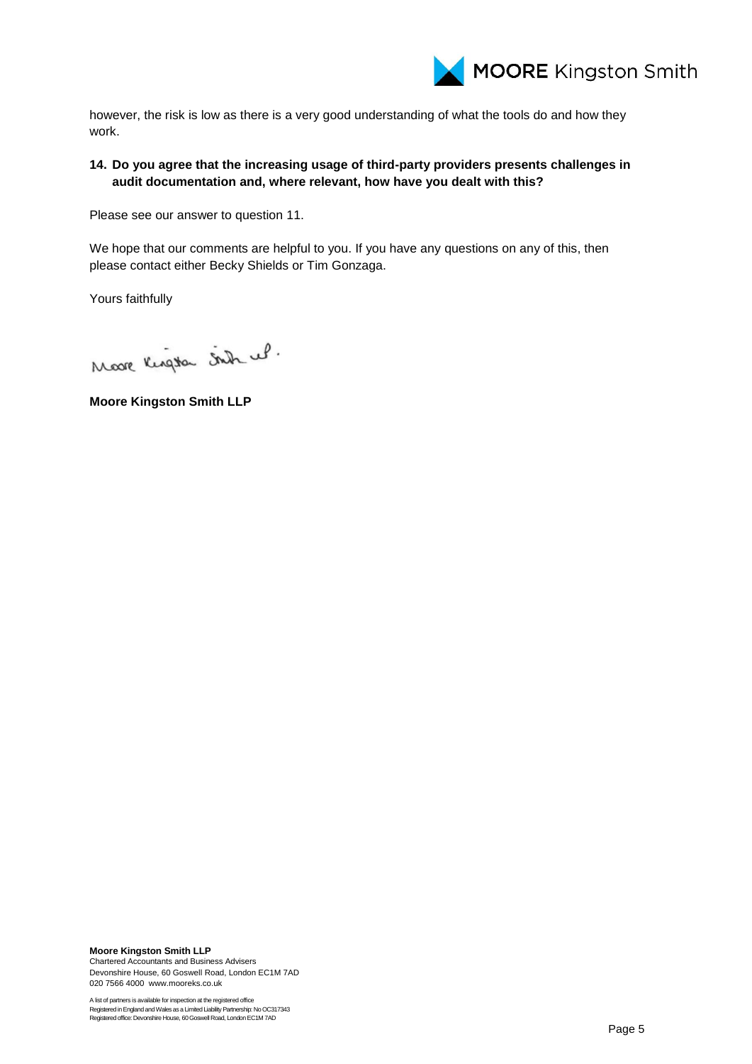however, the risk is low as there is a very good understanding of what the tools do and how they work.

**14. Do you agree that the increasing usage of third-party providers presents challenges in audit documentation and, where relevant, how have you dealt with this?**

Please see our answer to question 11.

We hope that our comments are helpful to you. If you have any questions on any of this, then please contact either Becky Shields or Tim Gonzaga.

Yours faithfully

Moore Kingston Smith LLP

**Moore Kingston Smith LLP**

**Moore Kingston Smith LLP**
Chartered Accountants and Business Advisers
Devonshire House, 60 Goswell Road, London EC1M 7AD
020 7566 4000 www.mooreks.co.uk

A list of partners is available for inspection at the registered office
Registered in England and Wales as a Limited Liability Partnership: No OC317343
Registered office: Devonshire House, 60 Goswell Road, London EC1M 7AD